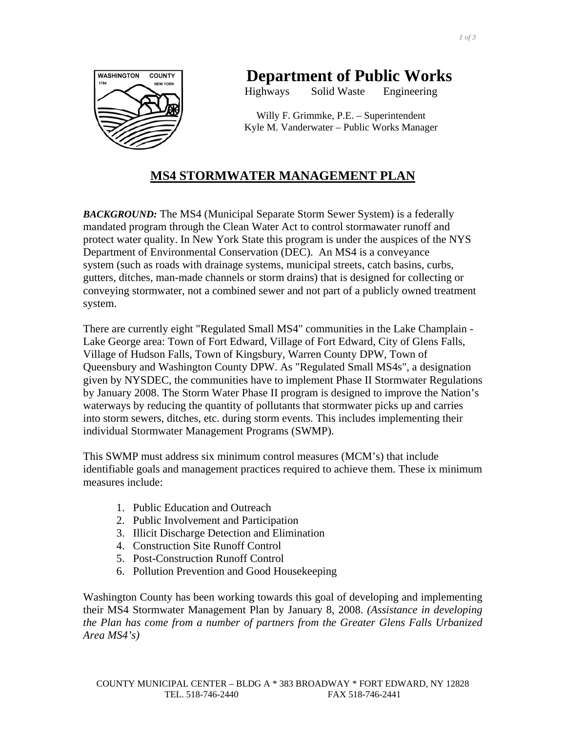# Department of Public Works

Highways Solid Waste Engineering

Willy F. Grimmke, P.E. – Superintendent
Kyle M. Vanderwater – Public Works Manager

## MS4 STORMWATER MANAGEMENT PLAN

***BACKGROUND:*** The MS4 (Municipal Separate Storm Sewer System) is a federally mandated program through the Clean Water Act to control stormawater runoff and protect water quality. In New York State this program is under the auspices of the NYS Department of Environmental Conservation (DEC). An MS4 is a conveyance system (such as roads with drainage systems, municipal streets, catch basins, curbs, gutters, ditches, man-made channels or storm drains) that is designed for collecting or conveying stormwater, not a combined sewer and not part of a publicly owned treatment system.

There are currently eight "Regulated Small MS4" communities in the Lake Champlain - Lake George area: Town of Fort Edward, Village of Fort Edward, City of Glens Falls, Village of Hudson Falls, Town of Kingsbury, Warren County DPW, Town of Queensbury and Washington County DPW. As "Regulated Small MS4s", a designation given by NYSDEC, the communities have to implement Phase II Stormwater Regulations by January 2008. The Storm Water Phase II program is designed to improve the Nation's waterways by reducing the quantity of pollutants that stormwater picks up and carries into storm sewers, ditches, etc. during storm events. This includes implementing their individual Stormwater Management Programs (SWMP).

This SWMP must address six minimum control measures (MCM's) that include identifiable goals and management practices required to achieve them. These ix minimum measures include:

1. Public Education and Outreach
2. Public Involvement and Participation
3. Illicit Discharge Detection and Elimination
4. Construction Site Runoff Control
5. Post-Construction Runoff Control
6. Pollution Prevention and Good Housekeeping

Washington County has been working towards this goal of developing and implementing their MS4 Stormwater Management Plan by January 8, 2008. *(Assistance in developing the Plan has come from a number of partners from the Greater Glens Falls Urbanized Area MS4's)*

COUNTY MUNICIPAL CENTER – BLDG A * 383 BROADWAY * FORT EDWARD, NY 12828
TEL. 518-746-2440 FAX 518-746-2441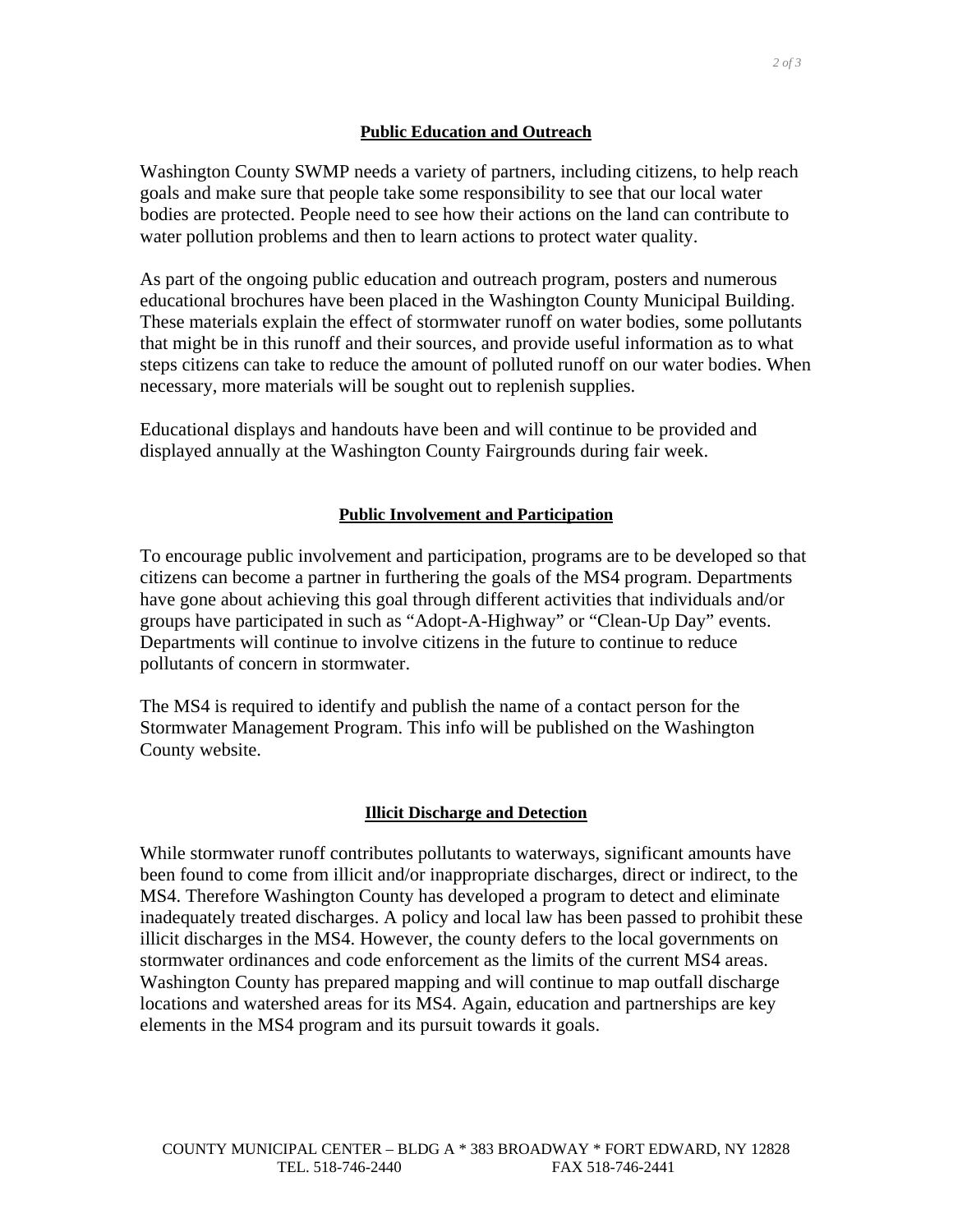## Public Education and Outreach

Washington County SWMP needs a variety of partners, including citizens, to help reach goals and make sure that people take some responsibility to see that our local water bodies are protected. People need to see how their actions on the land can contribute to water pollution problems and then to learn actions to protect water quality.

As part of the ongoing public education and outreach program, posters and numerous educational brochures have been placed in the Washington County Municipal Building. These materials explain the effect of stormwater runoff on water bodies, some pollutants that might be in this runoff and their sources, and provide useful information as to what steps citizens can take to reduce the amount of polluted runoff on our water bodies. When necessary, more materials will be sought out to replenish supplies.

Educational displays and handouts have been and will continue to be provided and displayed annually at the Washington County Fairgrounds during fair week.

## Public Involvement and Participation

To encourage public involvement and participation, programs are to be developed so that citizens can become a partner in furthering the goals of the MS4 program. Departments have gone about achieving this goal through different activities that individuals and/or groups have participated in such as "Adopt-A-Highway" or "Clean-Up Day" events. Departments will continue to involve citizens in the future to continue to reduce pollutants of concern in stormwater.

The MS4 is required to identify and publish the name of a contact person for the Stormwater Management Program. This info will be published on the Washington County website.

## Illicit Discharge and Detection

While stormwater runoff contributes pollutants to waterways, significant amounts have been found to come from illicit and/or inappropriate discharges, direct or indirect, to the MS4. Therefore Washington County has developed a program to detect and eliminate inadequately treated discharges. A policy and local law has been passed to prohibit these illicit discharges in the MS4. However, the county defers to the local governments on stormwater ordinances and code enforcement as the limits of the current MS4 areas. Washington County has prepared mapping and will continue to map outfall discharge locations and watershed areas for its MS4. Again, education and partnerships are key elements in the MS4 program and its pursuit towards it goals.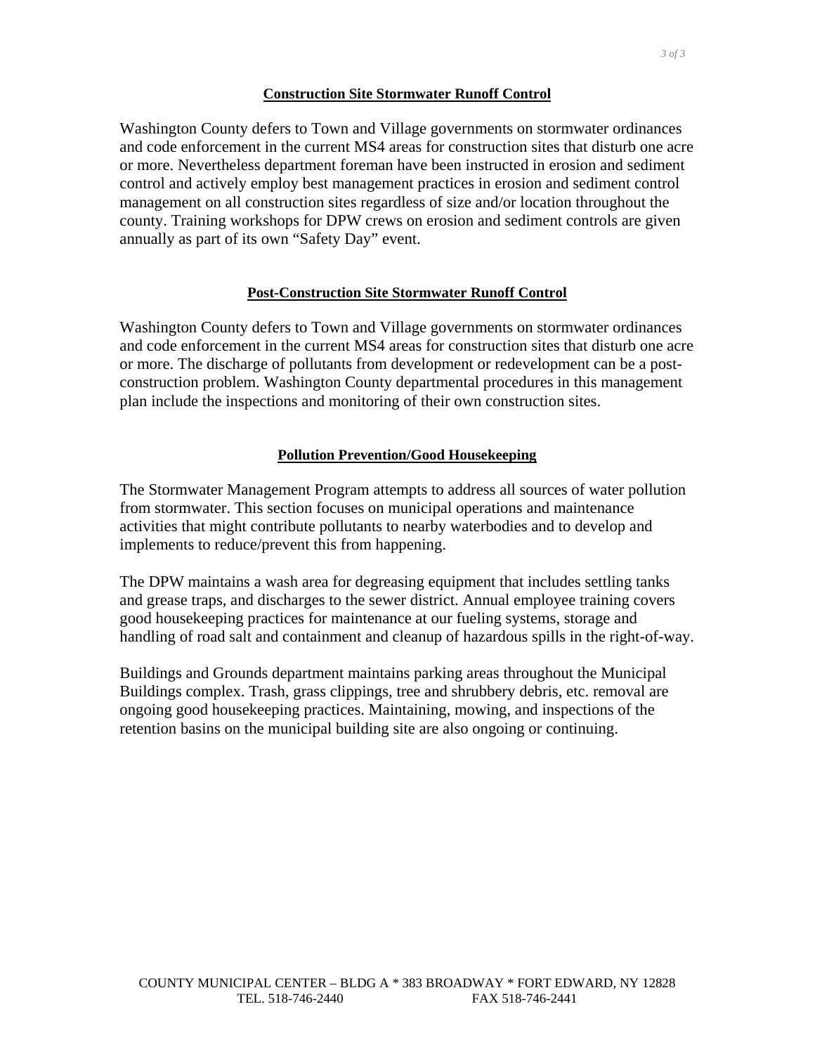## Construction Site Stormwater Runoff Control

Washington County defers to Town and Village governments on stormwater ordinances and code enforcement in the current MS4 areas for construction sites that disturb one acre or more. Nevertheless department foreman have been instructed in erosion and sediment control and actively employ best management practices in erosion and sediment control management on all construction sites regardless of size and/or location throughout the county. Training workshops for DPW crews on erosion and sediment controls are given annually as part of its own "Safety Day" event.

## Post-Construction Site Stormwater Runoff Control

Washington County defers to Town and Village governments on stormwater ordinances and code enforcement in the current MS4 areas for construction sites that disturb one acre or more. The discharge of pollutants from development or redevelopment can be a post-construction problem. Washington County departmental procedures in this management plan include the inspections and monitoring of their own construction sites.

## Pollution Prevention/Good Housekeeping

The Stormwater Management Program attempts to address all sources of water pollution from stormwater. This section focuses on municipal operations and maintenance activities that might contribute pollutants to nearby waterbodies and to develop and implements to reduce/prevent this from happening.

The DPW maintains a wash area for degreasing equipment that includes settling tanks and grease traps, and discharges to the sewer district. Annual employee training covers good housekeeping practices for maintenance at our fueling systems, storage and handling of road salt and containment and cleanup of hazardous spills in the right-of-way.

Buildings and Grounds department maintains parking areas throughout the Municipal Buildings complex. Trash, grass clippings, tree and shrubbery debris, etc. removal are ongoing good housekeeping practices. Maintaining, mowing, and inspections of the retention basins on the municipal building site are also ongoing or continuing.

COUNTY MUNICIPAL CENTER – BLDG A * 383 BROADWAY * FORT EDWARD, NY 12828
TEL. 518-746-2440 FAX 518-746-2441